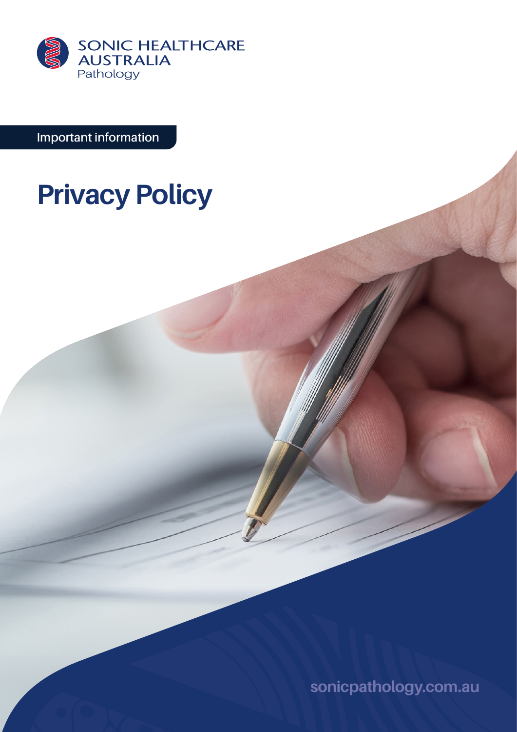SONIC HEALTHCARE AUSTRALIA
Pathology

Important information

# Privacy Policy

sonicpathology.com.au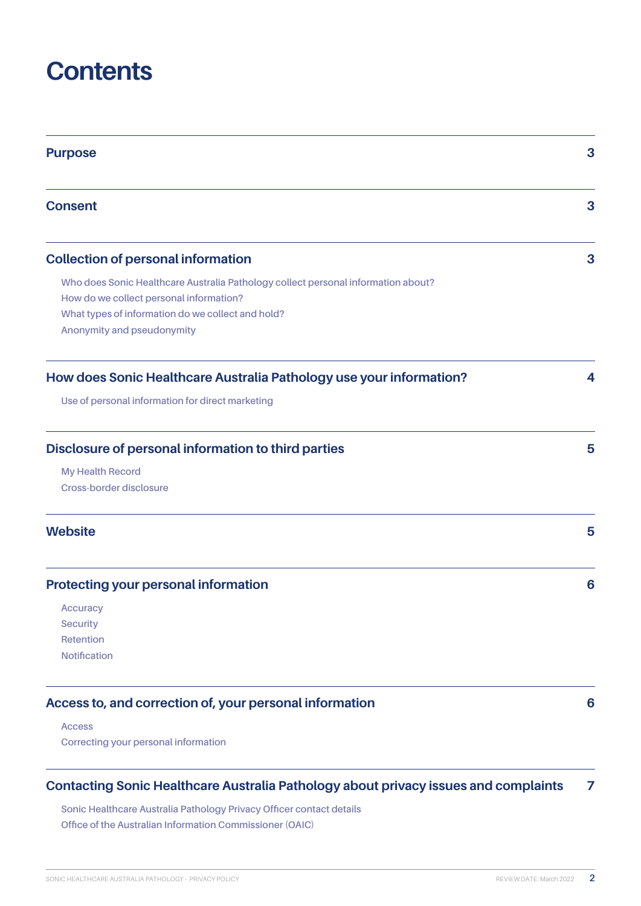# Contents

| | |
|---|---|
| **Purpose** | **3** |
| **Consent** | **3** |
| **Collection of personal information** | **3** |
| Who does Sonic Healthcare Australia Pathology collect personal information about? | |
| How do we collect personal information? | |
| What types of information do we collect and hold? | |
| Anonymity and pseudonymity | |
| **How does Sonic Healthcare Australia Pathology use your information?** | **4** |
| Use of personal information for direct marketing | |
| **Disclosure of personal information to third parties** | **5** |
| My Health Record | |
| Cross-border disclosure | |
| **Website** | **5** |
| **Protecting your personal information** | **6** |
| Accuracy | |
| Security | |
| Retention | |
| Notification | |
| **Access to, and correction of, your personal information** | **6** |
| Access | |
| Correcting your personal information | |
| **Contacting Sonic Healthcare Australia Pathology about privacy issues and complaints** | **7** |
| Sonic Healthcare Australia Pathology Privacy Officer contact details | |
| Office of the Australian Information Commissioner (OAIC) | |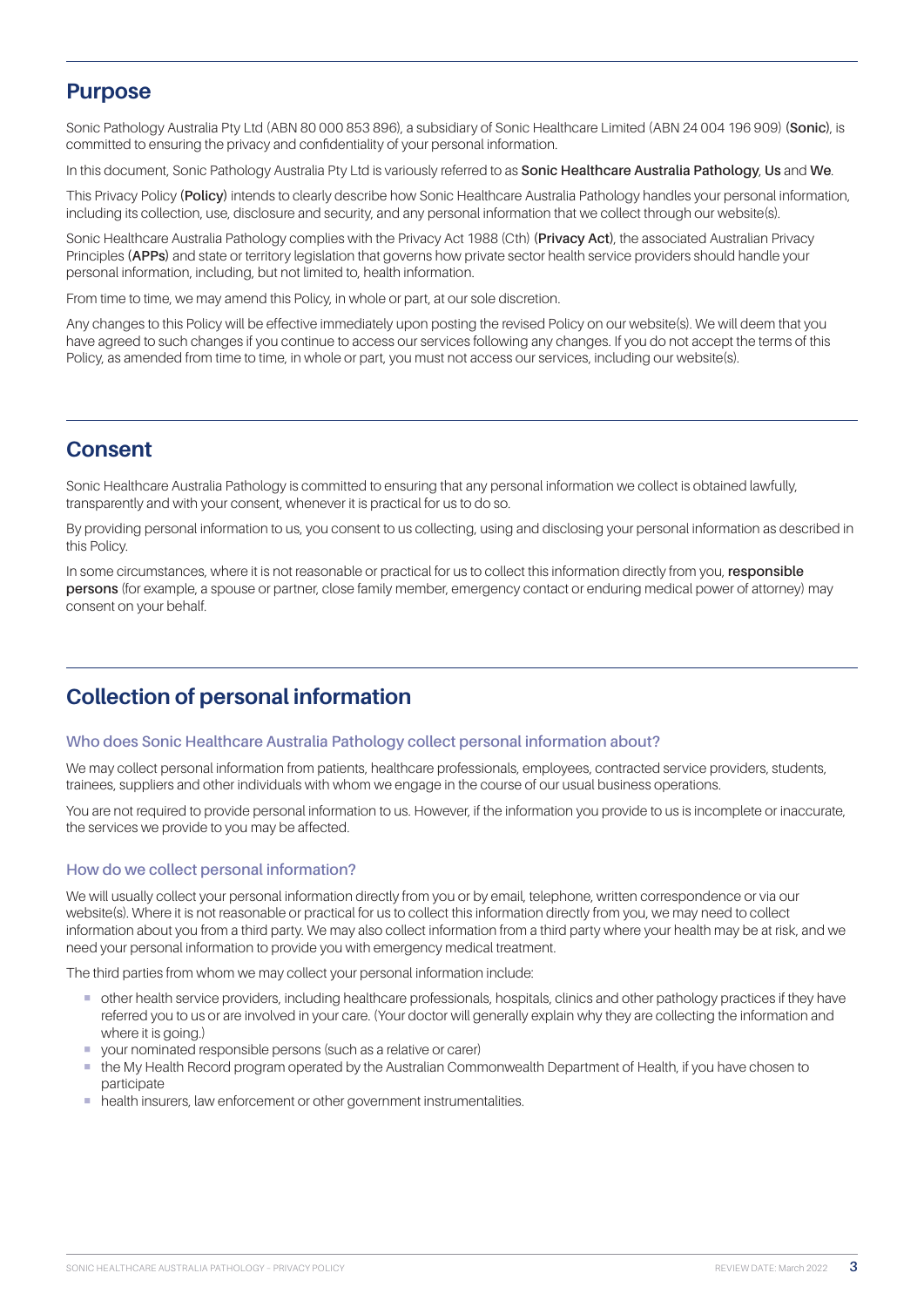## Purpose

Sonic Pathology Australia Pty Ltd (ABN 80 000 853 896), a subsidiary of Sonic Healthcare Limited (ABN 24 004 196 909) (**Sonic**), is committed to ensuring the privacy and confidentiality of your personal information.

In this document, Sonic Pathology Australia Pty Ltd is variously referred to as **Sonic Healthcare Australia Pathology**, **Us** and **We**.

This Privacy Policy (**Policy**) intends to clearly describe how Sonic Healthcare Australia Pathology handles your personal information, including its collection, use, disclosure and security, and any personal information that we collect through our website(s).

Sonic Healthcare Australia Pathology complies with the Privacy Act 1988 (Cth) (**Privacy Act**), the associated Australian Privacy Principles (**APPs**) and state or territory legislation that governs how private sector health service providers should handle your personal information, including, but not limited to, health information.

From time to time, we may amend this Policy, in whole or part, at our sole discretion.

Any changes to this Policy will be effective immediately upon posting the revised Policy on our website(s). We will deem that you have agreed to such changes if you continue to access our services following any changes. If you do not accept the terms of this Policy, as amended from time to time, in whole or part, you must not access our services, including our website(s).

## Consent

Sonic Healthcare Australia Pathology is committed to ensuring that any personal information we collect is obtained lawfully, transparently and with your consent, whenever it is practical for us to do so.

By providing personal information to us, you consent to us collecting, using and disclosing your personal information as described in this Policy.

In some circumstances, where it is not reasonable or practical for us to collect this information directly from you, **responsible persons** (for example, a spouse or partner, close family member, emergency contact or enduring medical power of attorney) may consent on your behalf.

## Collection of personal information

### Who does Sonic Healthcare Australia Pathology collect personal information about?

We may collect personal information from patients, healthcare professionals, employees, contracted service providers, students, trainees, suppliers and other individuals with whom we engage in the course of our usual business operations.

You are not required to provide personal information to us. However, if the information you provide to us is incomplete or inaccurate, the services we provide to you may be affected.

### How do we collect personal information?

We will usually collect your personal information directly from you or by email, telephone, written correspondence or via our website(s). Where it is not reasonable or practical for us to collect this information directly from you, we may need to collect information about you from a third party. We may also collect information from a third party where your health may be at risk, and we need your personal information to provide you with emergency medical treatment.

The third parties from whom we may collect your personal information include:

- other health service providers, including healthcare professionals, hospitals, clinics and other pathology practices if they have referred you to us or are involved in your care. (Your doctor will generally explain why they are collecting the information and where it is going.)
- your nominated responsible persons (such as a relative or carer)
- the My Health Record program operated by the Australian Commonwealth Department of Health, if you have chosen to participate
- health insurers, law enforcement or other government instrumentalities.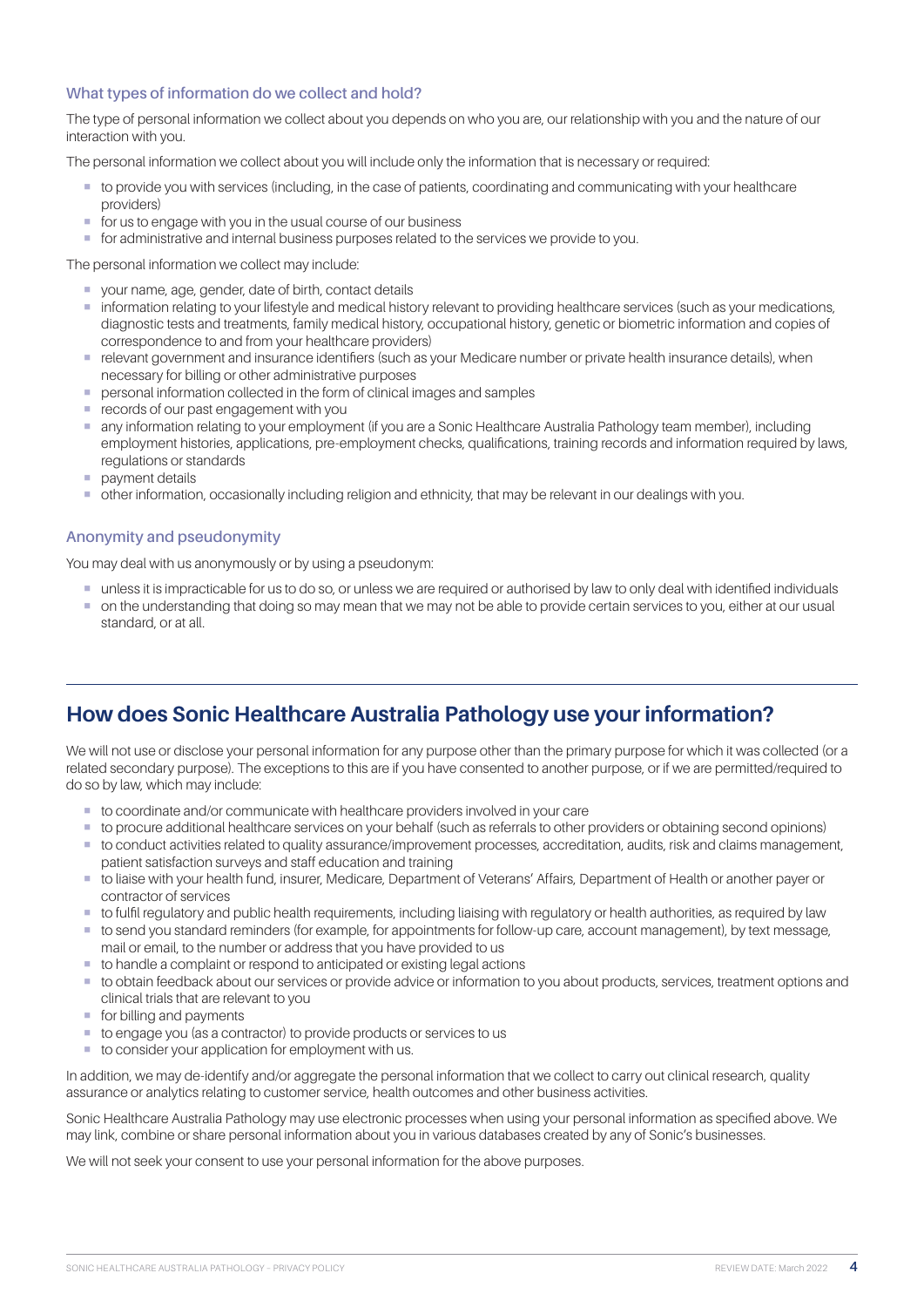### What types of information do we collect and hold?

The type of personal information we collect about you depends on who you are, our relationship with you and the nature of our interaction with you.

The personal information we collect about you will include only the information that is necessary or required:

- to provide you with services (including, in the case of patients, coordinating and communicating with your healthcare providers)
- for us to engage with you in the usual course of our business
- for administrative and internal business purposes related to the services we provide to you.

The personal information we collect may include:

- your name, age, gender, date of birth, contact details
- information relating to your lifestyle and medical history relevant to providing healthcare services (such as your medications, diagnostic tests and treatments, family medical history, occupational history, genetic or biometric information and copies of correspondence to and from your healthcare providers)
- relevant government and insurance identifiers (such as your Medicare number or private health insurance details), when necessary for billing or other administrative purposes
- personal information collected in the form of clinical images and samples
- records of our past engagement with you
- any information relating to your employment (if you are a Sonic Healthcare Australia Pathology team member), including employment histories, applications, pre-employment checks, qualifications, training records and information required by laws, regulations or standards
- payment details
- other information, occasionally including religion and ethnicity, that may be relevant in our dealings with you.

### Anonymity and pseudonymity

You may deal with us anonymously or by using a pseudonym:

- unless it is impracticable for us to do so, or unless we are required or authorised by law to only deal with identified individuals
- on the understanding that doing so may mean that we may not be able to provide certain services to you, either at our usual standard, or at all.

## How does Sonic Healthcare Australia Pathology use your information?

We will not use or disclose your personal information for any purpose other than the primary purpose for which it was collected (or a related secondary purpose). The exceptions to this are if you have consented to another purpose, or if we are permitted/required to do so by law, which may include:

- to coordinate and/or communicate with healthcare providers involved in your care
- to procure additional healthcare services on your behalf (such as referrals to other providers or obtaining second opinions)
- to conduct activities related to quality assurance/improvement processes, accreditation, audits, risk and claims management, patient satisfaction surveys and staff education and training
- to liaise with your health fund, insurer, Medicare, Department of Veterans' Affairs, Department of Health or another payer or contractor of services
- to fulfil regulatory and public health requirements, including liaising with regulatory or health authorities, as required by law
- to send you standard reminders (for example, for appointments for follow-up care, account management), by text message, mail or email, to the number or address that you have provided to us
- to handle a complaint or respond to anticipated or existing legal actions
- to obtain feedback about our services or provide advice or information to you about products, services, treatment options and clinical trials that are relevant to you
- for billing and payments
- to engage you (as a contractor) to provide products or services to us
- to consider your application for employment with us.

In addition, we may de-identify and/or aggregate the personal information that we collect to carry out clinical research, quality assurance or analytics relating to customer service, health outcomes and other business activities.

Sonic Healthcare Australia Pathology may use electronic processes when using your personal information as specified above. We may link, combine or share personal information about you in various databases created by any of Sonic's businesses.

We will not seek your consent to use your personal information for the above purposes.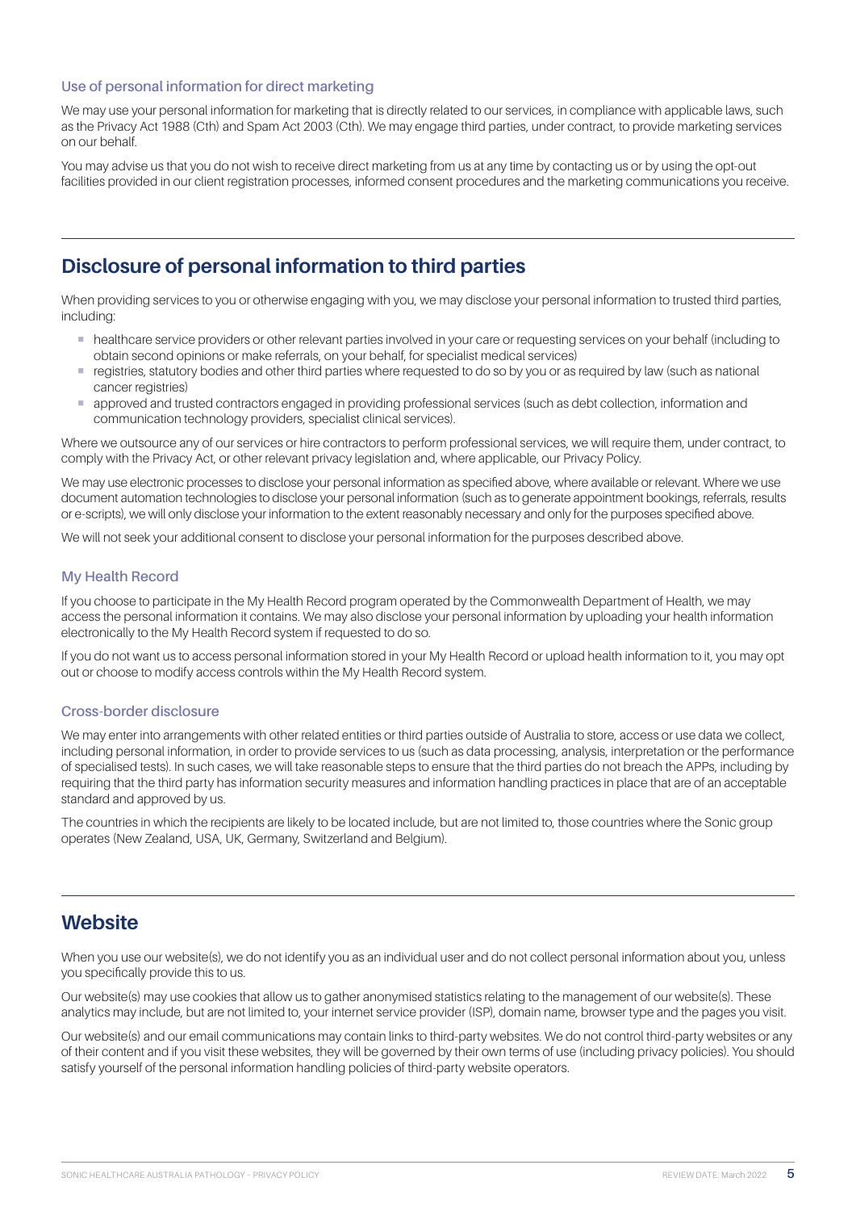### Use of personal information for direct marketing

We may use your personal information for marketing that is directly related to our services, in compliance with applicable laws, such as the Privacy Act 1988 (Cth) and Spam Act 2003 (Cth). We may engage third parties, under contract, to provide marketing services on our behalf.

You may advise us that you do not wish to receive direct marketing from us at any time by contacting us or by using the opt-out facilities provided in our client registration processes, informed consent procedures and the marketing communications you receive.

## Disclosure of personal information to third parties

When providing services to you or otherwise engaging with you, we may disclose your personal information to trusted third parties, including:

- healthcare service providers or other relevant parties involved in your care or requesting services on your behalf (including to obtain second opinions or make referrals, on your behalf, for specialist medical services)
- registries, statutory bodies and other third parties where requested to do so by you or as required by law (such as national cancer registries)
- approved and trusted contractors engaged in providing professional services (such as debt collection, information and communication technology providers, specialist clinical services).

Where we outsource any of our services or hire contractors to perform professional services, we will require them, under contract, to comply with the Privacy Act, or other relevant privacy legislation and, where applicable, our Privacy Policy.

We may use electronic processes to disclose your personal information as specified above, where available or relevant. Where we use document automation technologies to disclose your personal information (such as to generate appointment bookings, referrals, results or e-scripts), we will only disclose your information to the extent reasonably necessary and only for the purposes specified above.

We will not seek your additional consent to disclose your personal information for the purposes described above.

### My Health Record

If you choose to participate in the My Health Record program operated by the Commonwealth Department of Health, we may access the personal information it contains. We may also disclose your personal information by uploading your health information electronically to the My Health Record system if requested to do so.

If you do not want us to access personal information stored in your My Health Record or upload health information to it, you may opt out or choose to modify access controls within the My Health Record system.

### Cross-border disclosure

We may enter into arrangements with other related entities or third parties outside of Australia to store, access or use data we collect, including personal information, in order to provide services to us (such as data processing, analysis, interpretation or the performance of specialised tests). In such cases, we will take reasonable steps to ensure that the third parties do not breach the APPs, including by requiring that the third party has information security measures and information handling practices in place that are of an acceptable standard and approved by us.

The countries in which the recipients are likely to be located include, but are not limited to, those countries where the Sonic group operates (New Zealand, USA, UK, Germany, Switzerland and Belgium).

## Website

When you use our website(s), we do not identify you as an individual user and do not collect personal information about you, unless you specifically provide this to us.

Our website(s) may use cookies that allow us to gather anonymised statistics relating to the management of our website(s). These analytics may include, but are not limited to, your internet service provider (ISP), domain name, browser type and the pages you visit.

Our website(s) and our email communications may contain links to third-party websites. We do not control third-party websites or any of their content and if you visit these websites, they will be governed by their own terms of use (including privacy policies). You should satisfy yourself of the personal information handling policies of third-party website operators.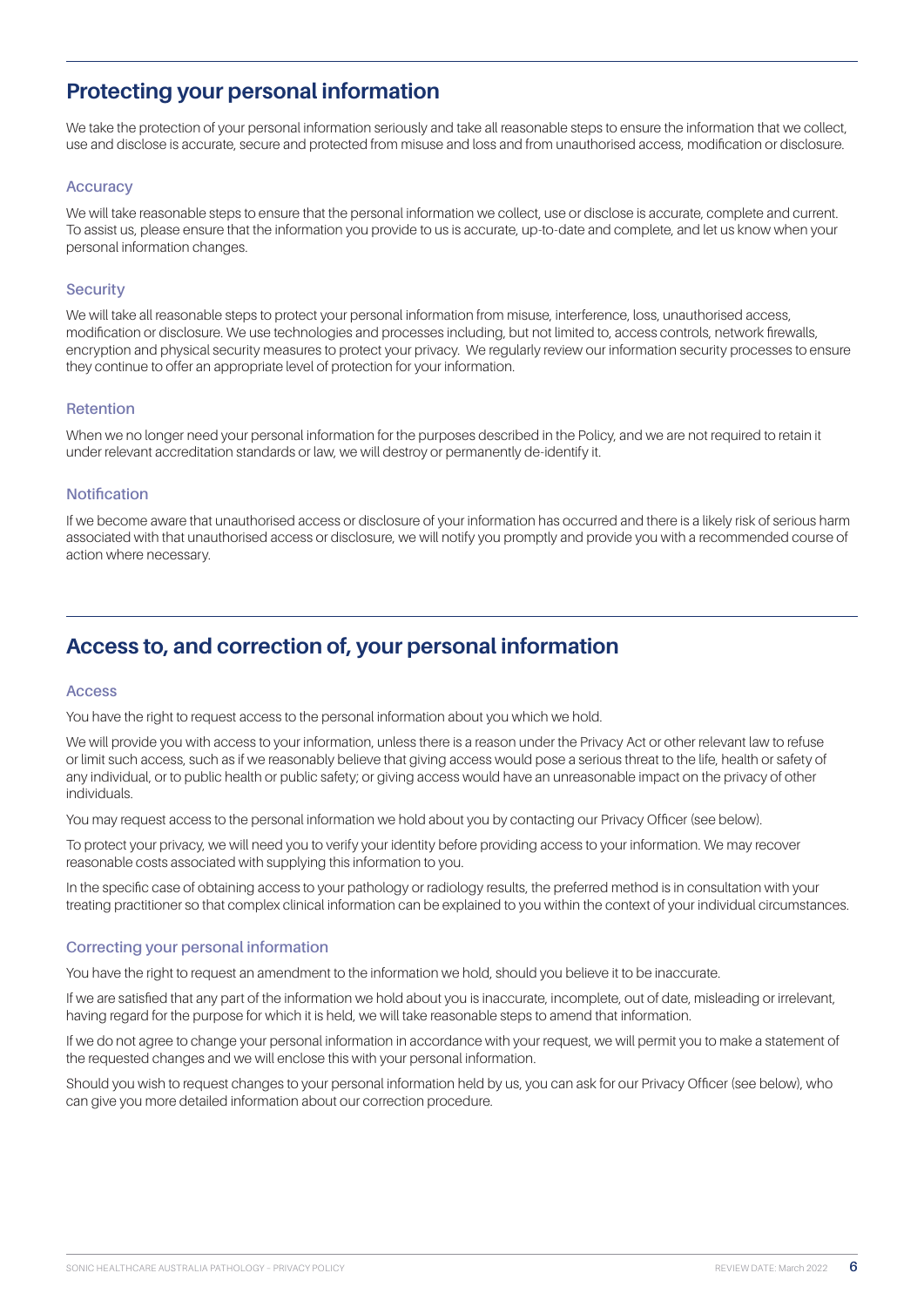## Protecting your personal information

We take the protection of your personal information seriously and take all reasonable steps to ensure the information that we collect, use and disclose is accurate, secure and protected from misuse and loss and from unauthorised access, modification or disclosure.

### Accuracy

We will take reasonable steps to ensure that the personal information we collect, use or disclose is accurate, complete and current. To assist us, please ensure that the information you provide to us is accurate, up-to-date and complete, and let us know when your personal information changes.

### Security

We will take all reasonable steps to protect your personal information from misuse, interference, loss, unauthorised access, modification or disclosure. We use technologies and processes including, but not limited to, access controls, network firewalls, encryption and physical security measures to protect your privacy. We regularly review our information security processes to ensure they continue to offer an appropriate level of protection for your information.

### Retention

When we no longer need your personal information for the purposes described in the Policy, and we are not required to retain it under relevant accreditation standards or law, we will destroy or permanently de-identify it.

### Notification

If we become aware that unauthorised access or disclosure of your information has occurred and there is a likely risk of serious harm associated with that unauthorised access or disclosure, we will notify you promptly and provide you with a recommended course of action where necessary.

## Access to, and correction of, your personal information

### Access

You have the right to request access to the personal information about you which we hold.

We will provide you with access to your information, unless there is a reason under the Privacy Act or other relevant law to refuse or limit such access, such as if we reasonably believe that giving access would pose a serious threat to the life, health or safety of any individual, or to public health or public safety; or giving access would have an unreasonable impact on the privacy of other individuals.

You may request access to the personal information we hold about you by contacting our Privacy Officer (see below).

To protect your privacy, we will need you to verify your identity before providing access to your information. We may recover reasonable costs associated with supplying this information to you.

In the specific case of obtaining access to your pathology or radiology results, the preferred method is in consultation with your treating practitioner so that complex clinical information can be explained to you within the context of your individual circumstances.

### Correcting your personal information

You have the right to request an amendment to the information we hold, should you believe it to be inaccurate.

If we are satisfied that any part of the information we hold about you is inaccurate, incomplete, out of date, misleading or irrelevant, having regard for the purpose for which it is held, we will take reasonable steps to amend that information.

If we do not agree to change your personal information in accordance with your request, we will permit you to make a statement of the requested changes and we will enclose this with your personal information.

Should you wish to request changes to your personal information held by us, you can ask for our Privacy Officer (see below), who can give you more detailed information about our correction procedure.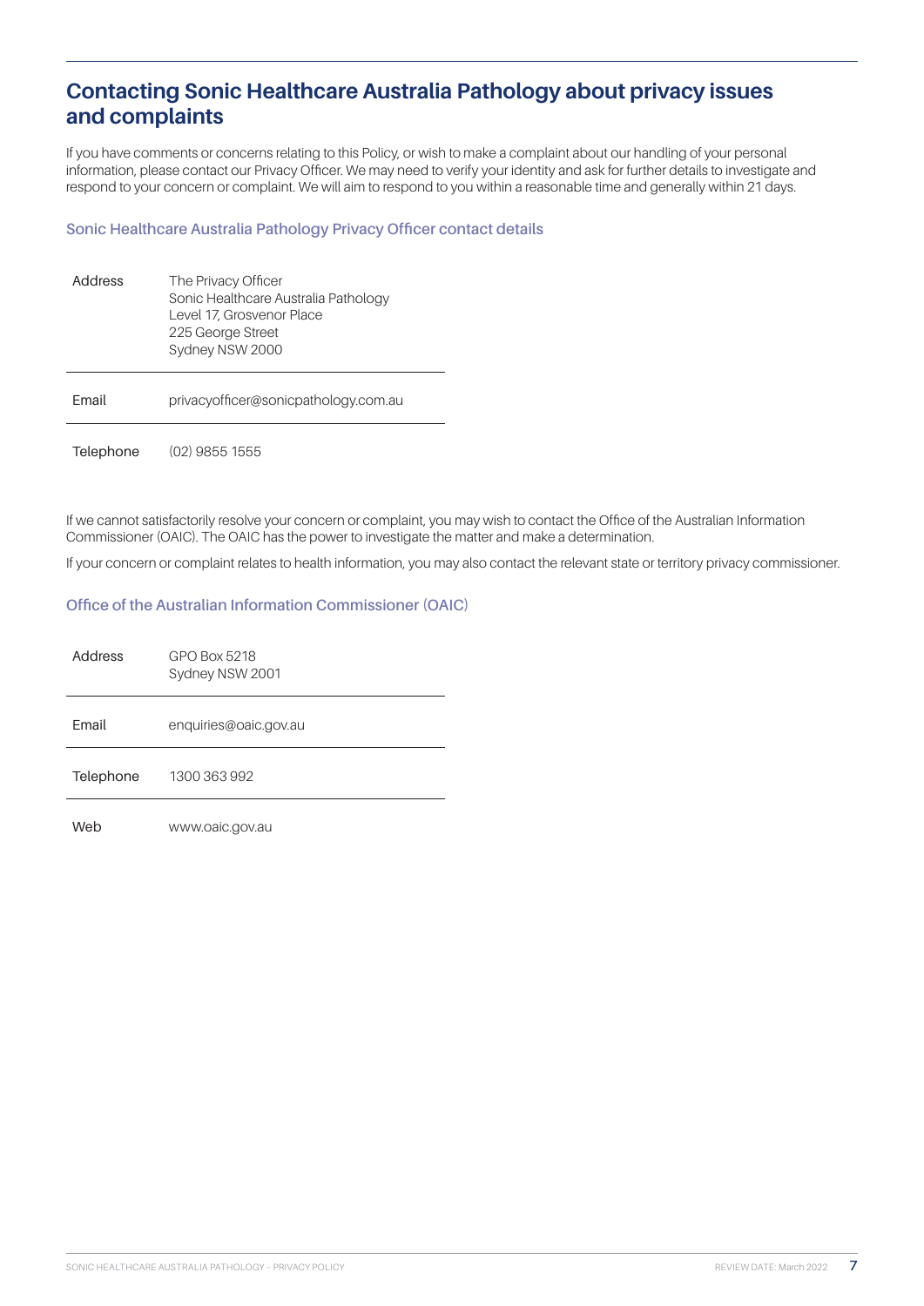## Contacting Sonic Healthcare Australia Pathology about privacy issues and complaints

If you have comments or concerns relating to this Policy, or wish to make a complaint about our handling of your personal information, please contact our Privacy Officer. We may need to verify your identity and ask for further details to investigate and respond to your concern or complaint. We will aim to respond to you within a reasonable time and generally within 21 days.

### Sonic Healthcare Australia Pathology Privacy Officer contact details

| | |
|---|---|
| Address | The Privacy Officer<br>Sonic Healthcare Australia Pathology<br>Level 17, Grosvenor Place<br>225 George Street<br>Sydney NSW 2000 |
| Email | privacyofficer@sonicpathology.com.au |
| Telephone | (02) 9855 1555 |

If we cannot satisfactorily resolve your concern or complaint, you may wish to contact the Office of the Australian Information Commissioner (OAIC). The OAIC has the power to investigate the matter and make a determination.

If your concern or complaint relates to health information, you may also contact the relevant state or territory privacy commissioner.

### Office of the Australian Information Commissioner (OAIC)

| | |
|---|---|
| Address | GPO Box 5218<br>Sydney NSW 2001 |
| Email | enquiries@oaic.gov.au |
| Telephone | 1300 363 992 |
| Web | www.oaic.gov.au |